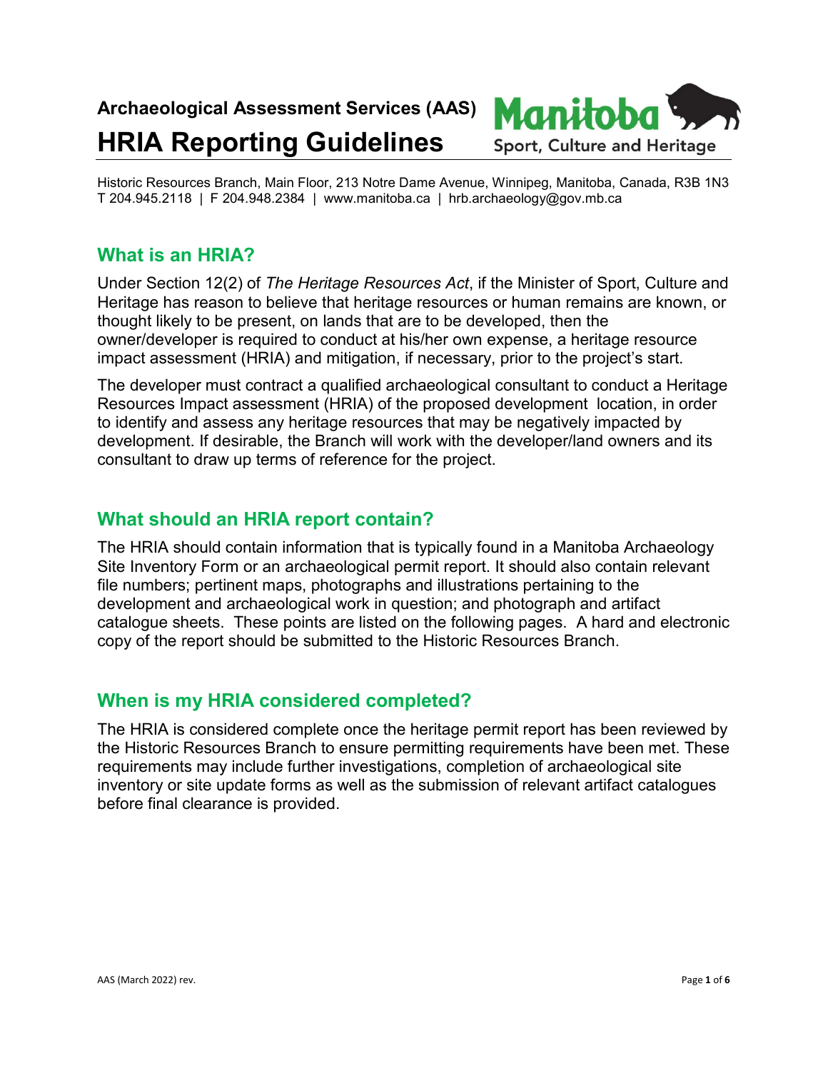**Archaeological Assessment Services (AAS)**

# HRIA Reporting Guidelines

Manitoba Sport, Culture and Heritage

Historic Resources Branch, Main Floor, 213 Notre Dame Avenue, Winnipeg, Manitoba, Canada, R3B 1N3
T 204.945.2118 | F 204.948.2384 | www.manitoba.ca | hrb.archaeology@gov.mb.ca

## What is an HRIA?

Under Section 12(2) of *The Heritage Resources Act*, if the Minister of Sport, Culture and Heritage has reason to believe that heritage resources or human remains are known, or thought likely to be present, on lands that are to be developed, then the owner/developer is required to conduct at his/her own expense, a heritage resource impact assessment (HRIA) and mitigation, if necessary, prior to the project's start.

The developer must contract a qualified archaeological consultant to conduct a Heritage Resources Impact assessment (HRIA) of the proposed development location, in order to identify and assess any heritage resources that may be negatively impacted by development. If desirable, the Branch will work with the developer/land owners and its consultant to draw up terms of reference for the project.

## What should an HRIA report contain?

The HRIA should contain information that is typically found in a Manitoba Archaeology Site Inventory Form or an archaeological permit report. It should also contain relevant file numbers; pertinent maps, photographs and illustrations pertaining to the development and archaeological work in question; and photograph and artifact catalogue sheets. These points are listed on the following pages. A hard and electronic copy of the report should be submitted to the Historic Resources Branch.

## When is my HRIA considered completed?

The HRIA is considered complete once the heritage permit report has been reviewed by the Historic Resources Branch to ensure permitting requirements have been met. These requirements may include further investigations, completion of archaeological site inventory or site update forms as well as the submission of relevant artifact catalogues before final clearance is provided.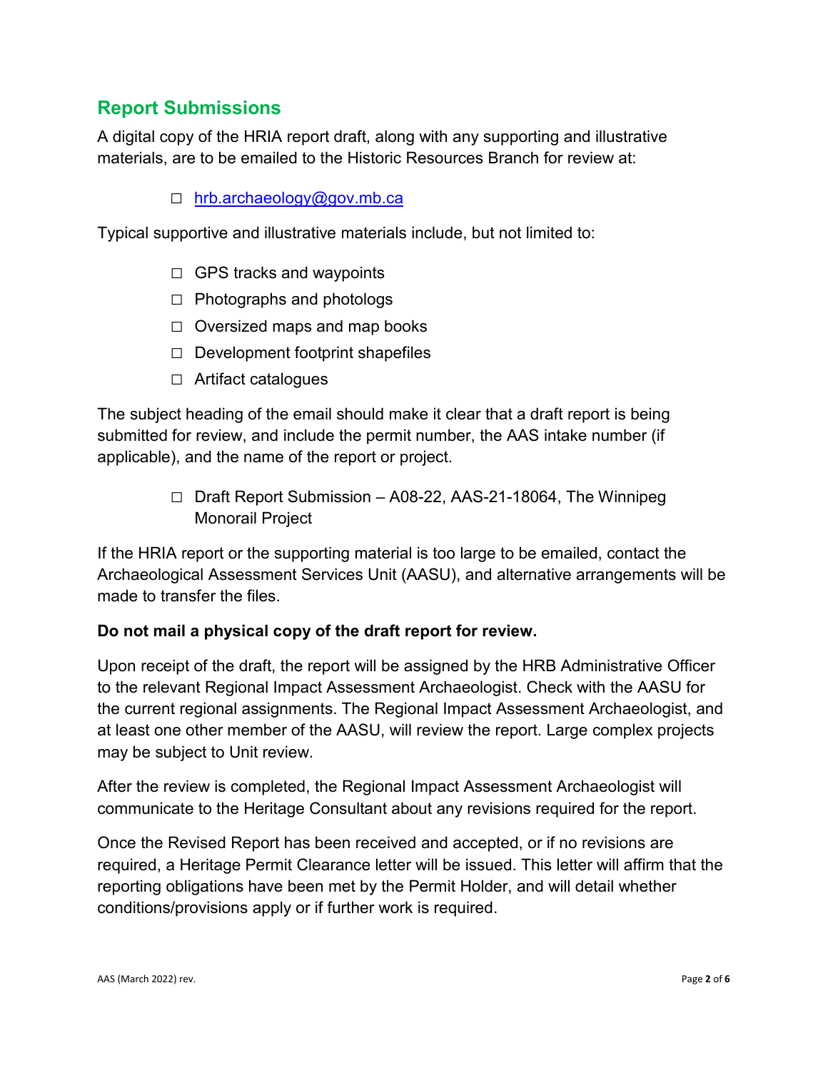## Report Submissions

A digital copy of the HRIA report draft, along with any supporting and illustrative materials, are to be emailed to the Historic Resources Branch for review at:

- [hrb.archaeology@gov.mb.ca](mailto:hrb.archaeology@gov.mb.ca)

Typical supportive and illustrative materials include, but not limited to:

- GPS tracks and waypoints
- Photographs and photologs
- Oversized maps and map books
- Development footprint shapefiles
- Artifact catalogues

The subject heading of the email should make it clear that a draft report is being submitted for review, and include the permit number, the AAS intake number (if applicable), and the name of the report or project.

- Draft Report Submission – A08-22, AAS-21-18064, The Winnipeg Monorail Project

If the HRIA report or the supporting material is too large to be emailed, contact the Archaeological Assessment Services Unit (AASU), and alternative arrangements will be made to transfer the files.

**Do not mail a physical copy of the draft report for review.**

Upon receipt of the draft, the report will be assigned by the HRB Administrative Officer to the relevant Regional Impact Assessment Archaeologist. Check with the AASU for the current regional assignments. The Regional Impact Assessment Archaeologist, and at least one other member of the AASU, will review the report. Large complex projects may be subject to Unit review.

After the review is completed, the Regional Impact Assessment Archaeologist will communicate to the Heritage Consultant about any revisions required for the report.

Once the Revised Report has been received and accepted, or if no revisions are required, a Heritage Permit Clearance letter will be issued. This letter will affirm that the reporting obligations have been met by the Permit Holder, and will detail whether conditions/provisions apply or if further work is required.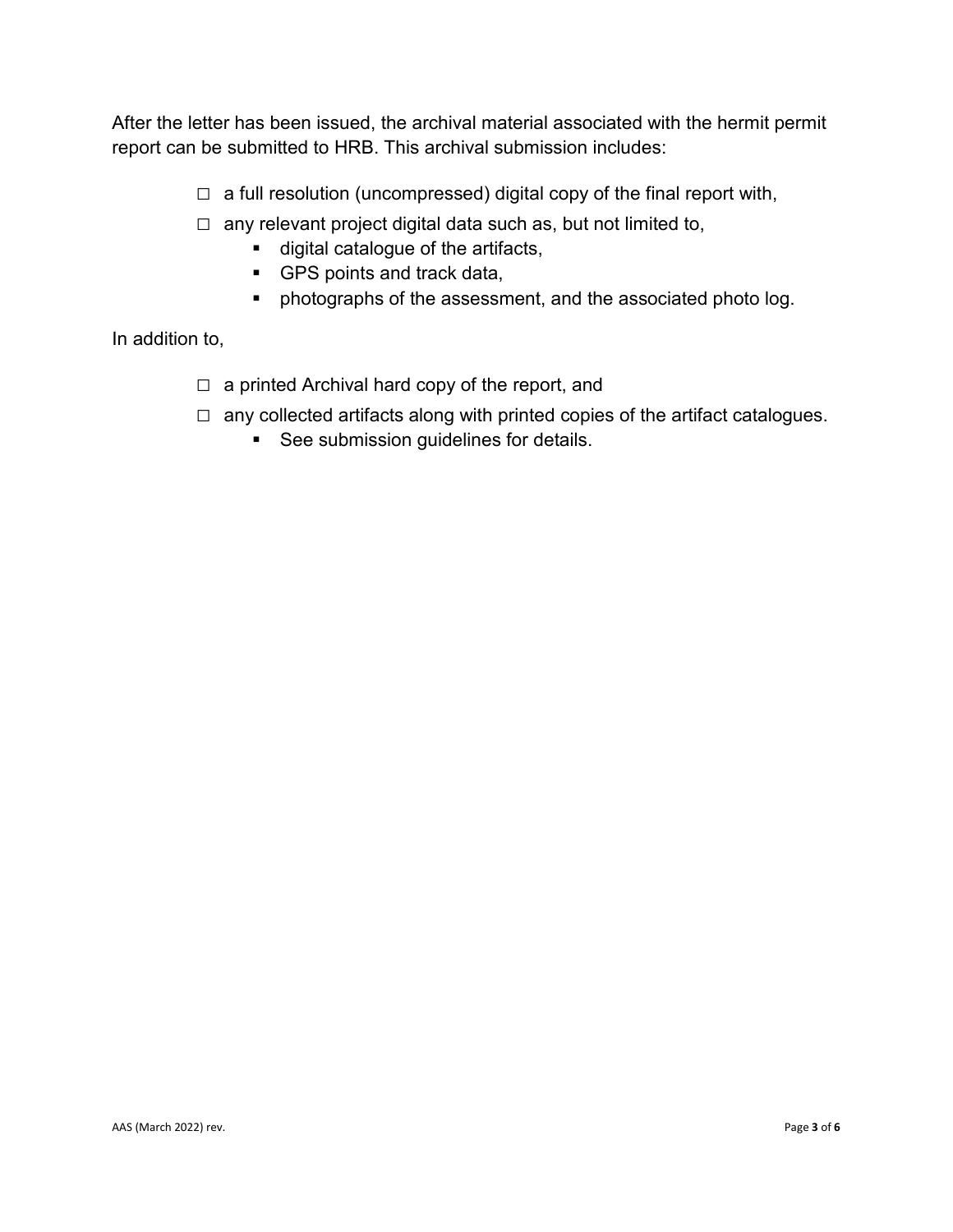After the letter has been issued, the archival material associated with the hermit permit report can be submitted to HRB. This archival submission includes:

- ☐ a full resolution (uncompressed) digital copy of the final report with,
- ☐ any relevant project digital data such as, but not limited to,
  - digital catalogue of the artifacts,
  - GPS points and track data,
  - photographs of the assessment, and the associated photo log.

In addition to,

- ☐ a printed Archival hard copy of the report, and
- ☐ any collected artifacts along with printed copies of the artifact catalogues.
  - See submission guidelines for details.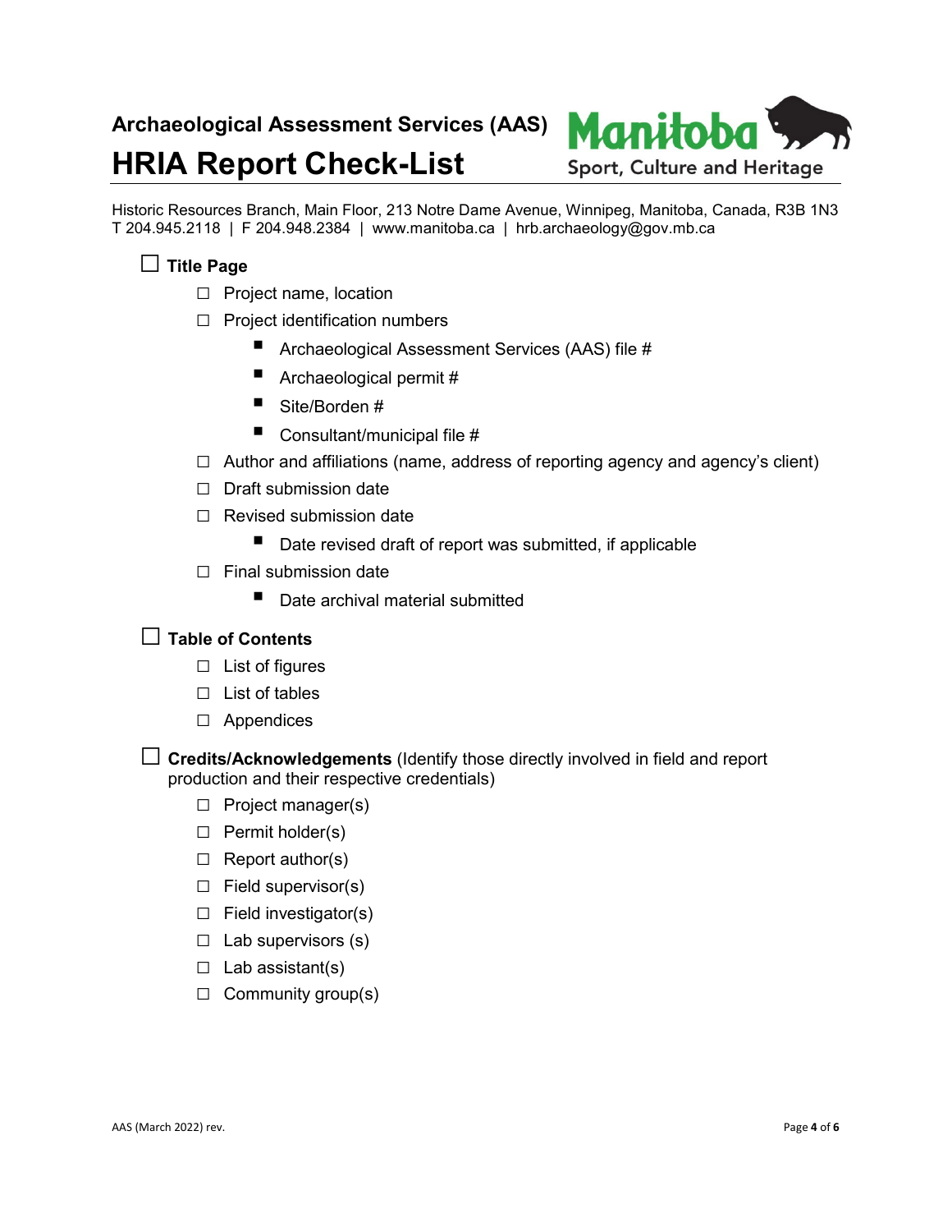**Archaeological Assessment Services (AAS)**

# HRIA Report Check-List

Manitoba Sport, Culture and Heritage

Historic Resources Branch, Main Floor, 213 Notre Dame Avenue, Winnipeg, Manitoba, Canada, R3B 1N3
T 204.945.2118 | F 204.948.2384 | www.manitoba.ca | hrb.archaeology@gov.mb.ca

- ☐ **Title Page**
  - ☐ Project name, location
  - ☐ Project identification numbers
    - Archaeological Assessment Services (AAS) file #
    - Archaeological permit #
    - Site/Borden #
    - Consultant/municipal file #
  - ☐ Author and affiliations (name, address of reporting agency and agency's client)
  - ☐ Draft submission date
  - ☐ Revised submission date
    - Date revised draft of report was submitted, if applicable
  - ☐ Final submission date
    - Date archival material submitted

- ☐ **Table of Contents**
  - ☐ List of figures
  - ☐ List of tables
  - ☐ Appendices

- ☐ **Credits/Acknowledgements** (Identify those directly involved in field and report production and their respective credentials)
  - ☐ Project manager(s)
  - ☐ Permit holder(s)
  - ☐ Report author(s)
  - ☐ Field supervisor(s)
  - ☐ Field investigator(s)
  - ☐ Lab supervisors (s)
  - ☐ Lab assistant(s)
  - ☐ Community group(s)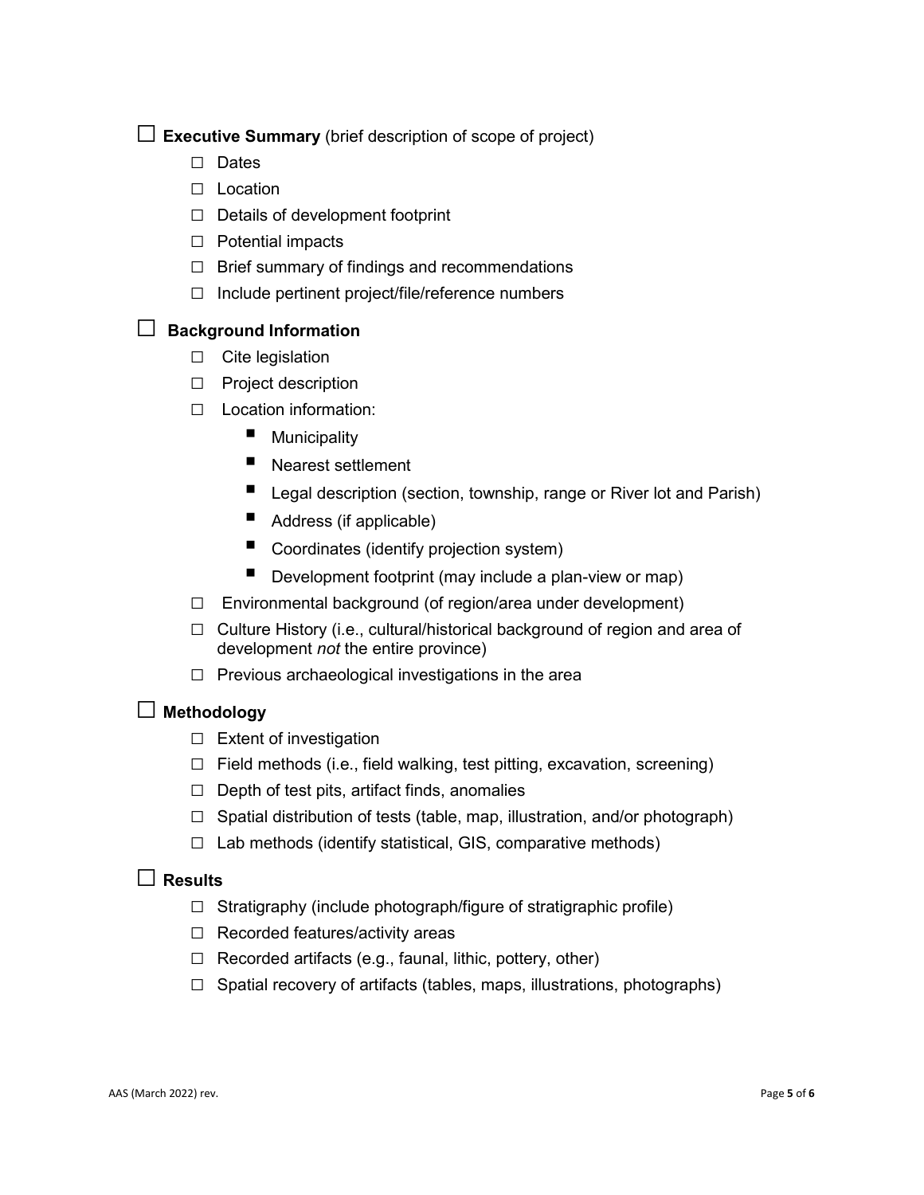☐ **Executive Summary** (brief description of scope of project)

- ☐ Dates
- ☐ Location
- ☐ Details of development footprint
- ☐ Potential impacts
- ☐ Brief summary of findings and recommendations
- ☐ Include pertinent project/file/reference numbers

☐ **Background Information**

- ☐ Cite legislation
- ☐ Project description
- ☐ Location information:
  - Municipality
  - Nearest settlement
  - Legal description (section, township, range or River lot and Parish)
  - Address (if applicable)
  - Coordinates (identify projection system)
  - Development footprint (may include a plan-view or map)
- ☐ Environmental background (of region/area under development)
- ☐ Culture History (i.e., cultural/historical background of region and area of development *not* the entire province)
- ☐ Previous archaeological investigations in the area

☐ **Methodology**

- ☐ Extent of investigation
- ☐ Field methods (i.e., field walking, test pitting, excavation, screening)
- ☐ Depth of test pits, artifact finds, anomalies
- ☐ Spatial distribution of tests (table, map, illustration, and/or photograph)
- ☐ Lab methods (identify statistical, GIS, comparative methods)

☐ **Results**

- ☐ Stratigraphy (include photograph/figure of stratigraphic profile)
- ☐ Recorded features/activity areas
- ☐ Recorded artifacts (e.g., faunal, lithic, pottery, other)
- ☐ Spatial recovery of artifacts (tables, maps, illustrations, photographs)

AAS (March 2022) rev.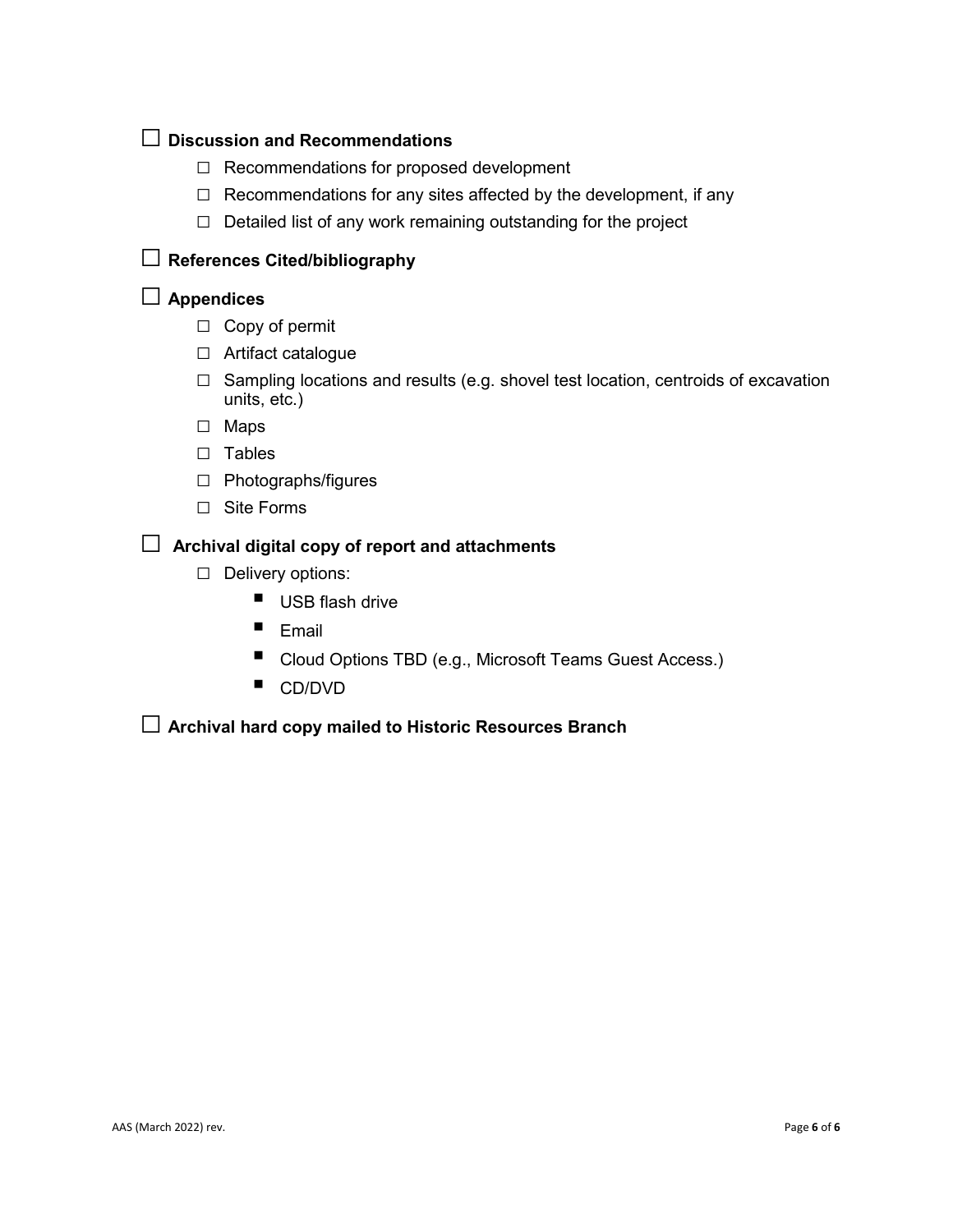☐ **Discussion and Recommendations**

- ☐ Recommendations for proposed development
- ☐ Recommendations for any sites affected by the development, if any
- ☐ Detailed list of any work remaining outstanding for the project

☐ **References Cited/bibliography**

☐ **Appendices**

- ☐ Copy of permit
- ☐ Artifact catalogue
- ☐ Sampling locations and results (e.g. shovel test location, centroids of excavation units, etc.)
- ☐ Maps
- ☐ Tables
- ☐ Photographs/figures
- ☐ Site Forms

☐ **Archival digital copy of report and attachments**

- ☐ Delivery options:
  - USB flash drive
  - Email
  - Cloud Options TBD (e.g., Microsoft Teams Guest Access.)
  - CD/DVD

☐ **Archival hard copy mailed to Historic Resources Branch**

AAS (March 2022) rev.